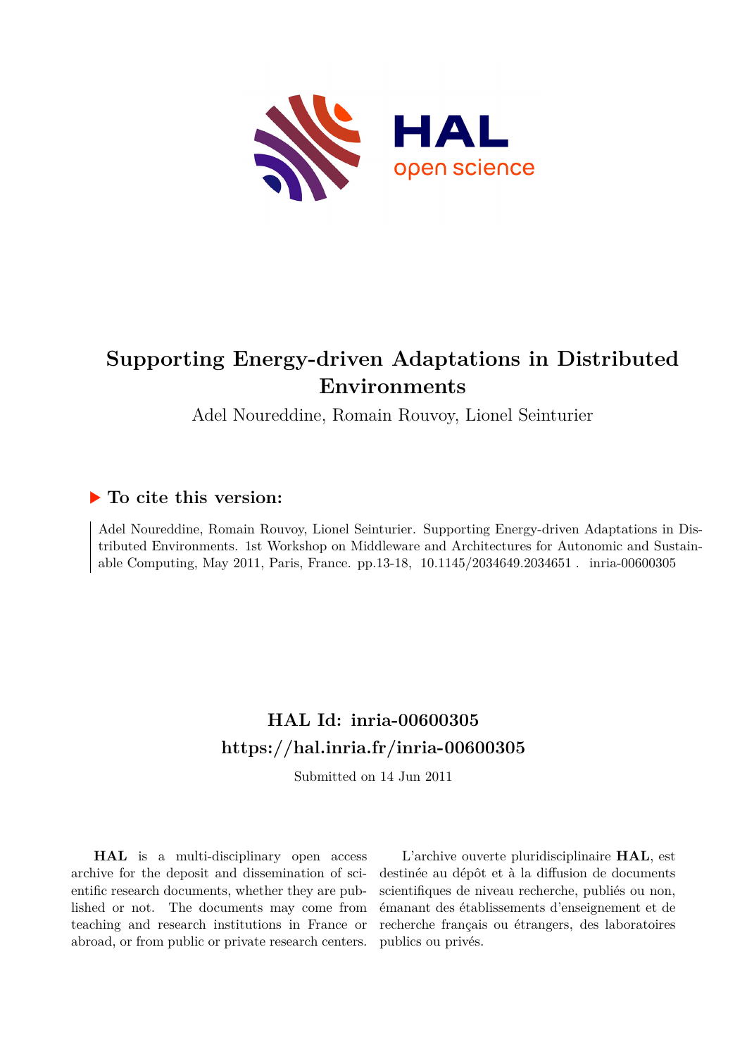# Supporting Energy-driven Adaptations in Distributed Environments

Adel Noureddine, Romain Rouvoy, Lionel Seinturier

## To cite this version:

Adel Noureddine, Romain Rouvoy, Lionel Seinturier. Supporting Energy-driven Adaptations in Distributed Environments. 1st Workshop on Middleware and Architectures for Autonomic and Sustainable Computing, May 2011, Paris, France. pp.13-18, 10.1145/2034649.2034651 . inria-00600305

## HAL Id: inria-00600305
## https://hal.inria.fr/inria-00600305

Submitted on 14 Jun 2011

**HAL** is a multi-disciplinary open access archive for the deposit and dissemination of scientific research documents, whether they are published or not. The documents may come from teaching and research institutions in France or abroad, or from public or private research centers.

L'archive ouverte pluridisciplinaire **HAL**, est destinée au dépôt et à la diffusion de documents scientifiques de niveau recherche, publiés ou non, émanant des établissements d'enseignement et de recherche français ou étrangers, des laboratoires publics ou privés.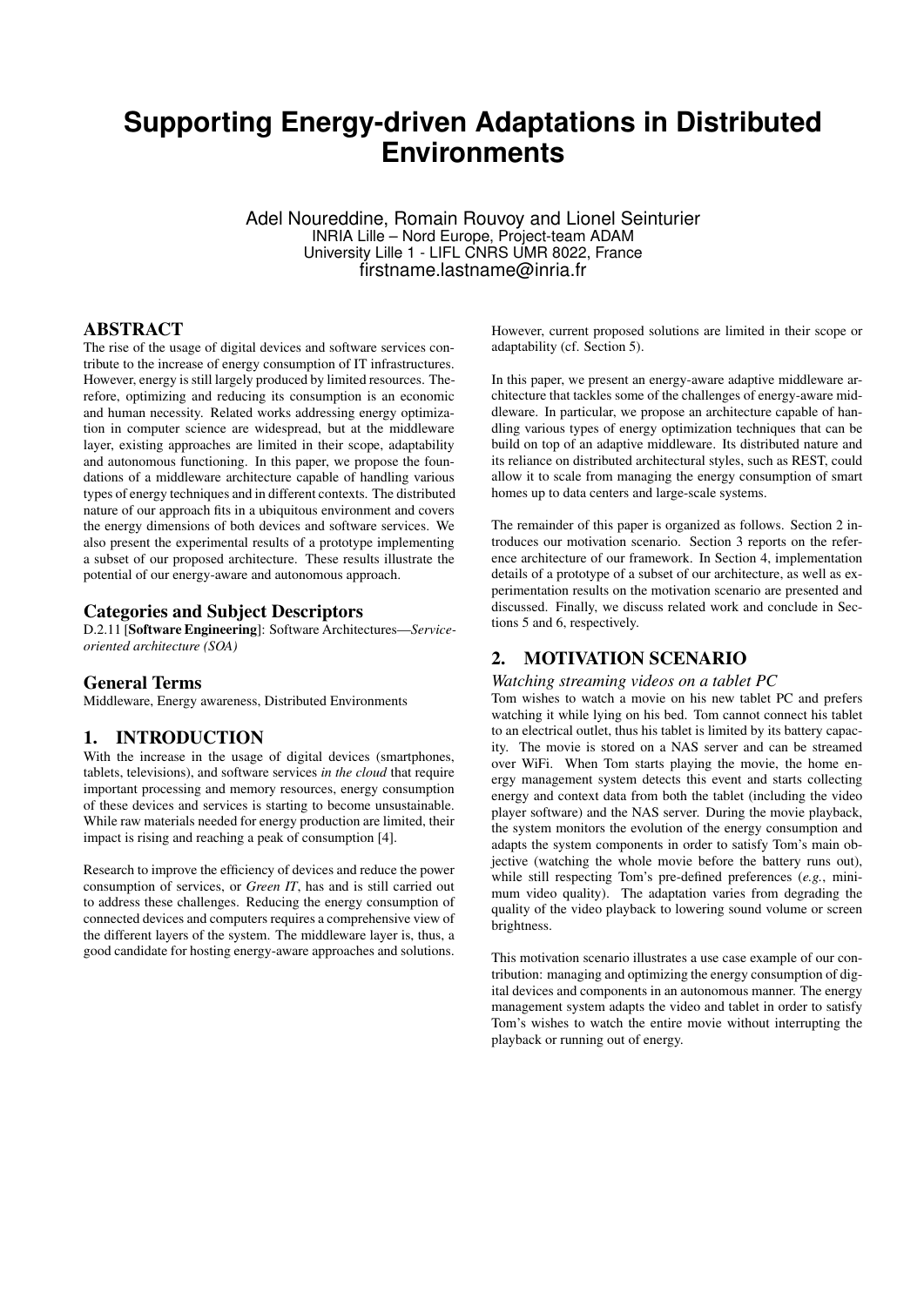# Supporting Energy-driven Adaptations in Distributed Environments

Adel Noureddine, Romain Rouvoy and Lionel Seinturier
INRIA Lille – Nord Europe, Project-team ADAM
University Lille 1 - LIFL CNRS UMR 8022, France
firstname.lastname@inria.fr

## ABSTRACT

The rise of the usage of digital devices and software services contribute to the increase of energy consumption of IT infrastructures. However, energy is still largely produced by limited resources. Therefore, optimizing and reducing its consumption is an economic and human necessity. Related works addressing energy optimization in computer science are widespread, but at the middleware layer, existing approaches are limited in their scope, adaptability and autonomous functioning. In this paper, we propose the foundations of a middleware architecture capable of handling various types of energy techniques and in different contexts. The distributed nature of our approach fits in a ubiquitous environment and covers the energy dimensions of both devices and software services. We also present the experimental results of a prototype implementing a subset of our proposed architecture. These results illustrate the potential of our energy-aware and autonomous approach.

### Categories and Subject Descriptors

D.2.11 [**Software Engineering**]: Software Architectures—*Service-oriented architecture (SOA)*

### General Terms

Middleware, Energy awareness, Distributed Environments

## 1. INTRODUCTION

With the increase in the usage of digital devices (smartphones, tablets, televisions), and software services *in the cloud* that require important processing and memory resources, energy consumption of these devices and services is starting to become unsustainable. While raw materials needed for energy production are limited, their impact is rising and reaching a peak of consumption [4].

Research to improve the efficiency of devices and reduce the power consumption of services, or *Green IT*, has and is still carried out to address these challenges. Reducing the energy consumption of connected devices and computers requires a comprehensive view of the different layers of the system. The middleware layer is, thus, a good candidate for hosting energy-aware approaches and solutions. However, current proposed solutions are limited in their scope or adaptability (cf. Section 5).

In this paper, we present an energy-aware adaptive middleware architecture that tackles some of the challenges of energy-aware middleware. In particular, we propose an architecture capable of handling various types of energy optimization techniques that can be build on top of an adaptive middleware. Its distributed nature and its reliance on distributed architectural styles, such as REST, could allow it to scale from managing the energy consumption of smart homes up to data centers and large-scale systems.

The remainder of this paper is organized as follows. Section 2 introduces our motivation scenario. Section 3 reports on the reference architecture of our framework. In Section 4, implementation details of a prototype of a subset of our architecture, as well as experimentation results on the motivation scenario are presented and discussed. Finally, we discuss related work and conclude in Sections 5 and 6, respectively.

## 2. MOTIVATION SCENARIO

### *Watching streaming videos on a tablet PC*

Tom wishes to watch a movie on his new tablet PC and prefers watching it while lying on his bed. Tom cannot connect his tablet to an electrical outlet, thus his tablet is limited by its battery capacity. The movie is stored on a NAS server and can be streamed over WiFi. When Tom starts playing the movie, the home energy management system detects this event and starts collecting energy and context data from both the tablet (including the video player software) and the NAS server. During the movie playback, the system monitors the evolution of the energy consumption and adapts the system components in order to satisfy Tom's main objective (watching the whole movie before the battery runs out), while still respecting Tom's pre-defined preferences (*e.g.*, minimum video quality). The adaptation varies from degrading the quality of the video playback to lowering sound volume or screen brightness.

This motivation scenario illustrates a use case example of our contribution: managing and optimizing the energy consumption of digital devices and components in an autonomous manner. The energy management system adapts the video and tablet in order to satisfy Tom's wishes to watch the entire movie without interrupting the playback or running out of energy.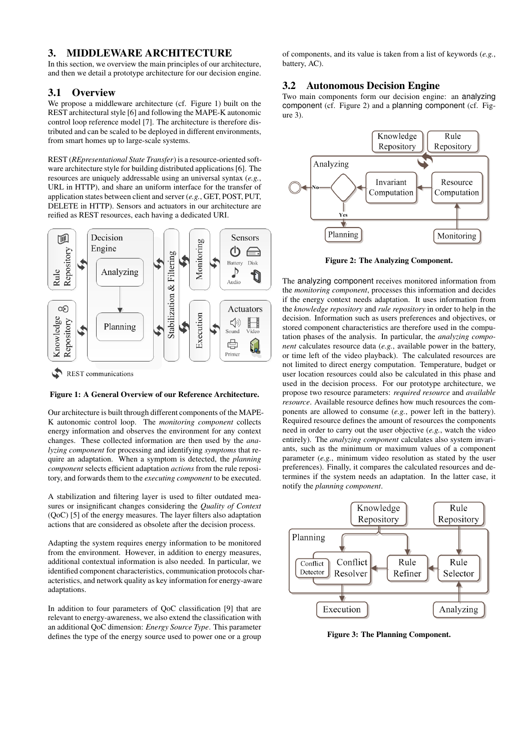# 3. MIDDLEWARE ARCHITECTURE

In this section, we overview the main principles of our architecture, and then we detail a prototype architecture for our decision engine.

## 3.1 Overview

We propose a middleware architecture (cf. Figure 1) built on the REST architectural style [6] and following the MAPE-K autonomic control loop reference model [7]. The architecture is therefore distributed and can be scaled to be deployed in different environments, from smart homes up to large-scale systems.

REST (*REpresentational State Transfer*) is a resource-oriented software architecture style for building distributed applications [6]. The resources are uniquely addressable using an universal syntax (*e.g.*, URL in HTTP), and share an uniform interface for the transfer of application states between client and server (*e.g.*, GET, POST, PUT, DELETE in HTTP). Sensors and actuators in our architecture are reified as REST resources, each having a dedicated URI.

**Figure 1: A General Overview of our Reference Architecture.**

Our architecture is built through different components of the MAPE-K autonomic control loop. The *monitoring component* collects energy information and observes the environment for any context changes. These collected information are then used by the *analyzing component* for processing and identifying *symptoms* that require an adaptation. When a symptom is detected, the *planning component* selects efficient adaptation *actions* from the rule repository, and forwards them to the *executing component* to be executed.

A stabilization and filtering layer is used to filter outdated measures or insignificant changes considering the *Quality of Context* (QoC) [5] of the energy measures. The layer filters also adaptation actions that are considered as obsolete after the decision process.

Adapting the system requires energy information to be monitored from the environment. However, in addition to energy measures, additional contextual information is also needed. In particular, we identified component characteristics, communication protocols characteristics, and network quality as key information for energy-aware adaptations.

In addition to four parameters of QoC classification [9] that are relevant to energy-awareness, we also extend the classification with an additional QoC dimension: *Energy Source Type*. This parameter defines the type of the energy source used to power one or a group of components, and its value is taken from a list of keywords (*e.g.*, battery, AC).

## 3.2 Autonomous Decision Engine

Two main components form our decision engine: an analyzing component (cf. Figure 2) and a planning component (cf. Figure 3).

**Figure 2: The Analyzing Component.**

The analyzing component receives monitored information from the *monitoring component*, processes this information and decides if the energy context needs adaptation. It uses information from the *knowledge repository* and *rule repository* in order to help in the decision. Information such as users preferences and objectives, or stored component characteristics are therefore used in the computation phases of the analysis. In particular, the *analyzing component* calculates resource data (*e.g.*, available power in the battery, or time left of the video playback). The calculated resources are not limited to direct energy computation. Temperature, budget or user location resources could also be calculated in this phase and used in the decision process. For our prototype architecture, we propose two resource parameters: *required resource* and *available resource*. Available resource defines how much resources the components are allowed to consume (*e.g.*, power left in the battery). Required resource defines the amount of resources the components need in order to carry out the user objective (*e.g.*, watch the video entirely). The *analyzing component* calculates also system invariants, such as the minimum or maximum values of a component parameter (*e.g.*, minimum video resolution as stated by the user preferences). Finally, it compares the calculated resources and determines if the system needs an adaptation. In the latter case, it notify the *planning component*.

**Figure 3: The Planning Component.**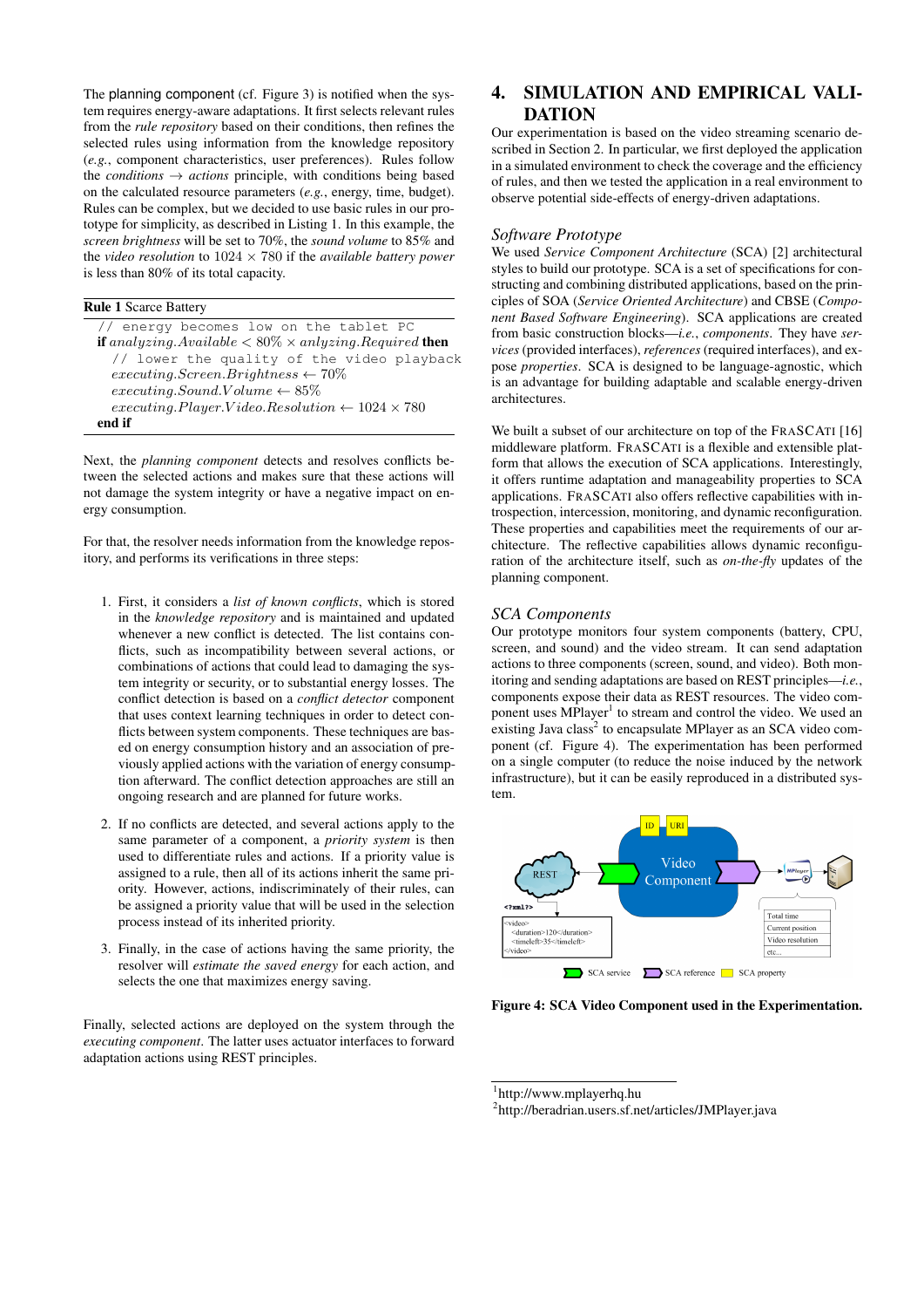The planning component (cf. Figure 3) is notified when the system requires energy-aware adaptations. It first selects relevant rules from the *rule repository* based on their conditions, then refines the selected rules using information from the knowledge repository (*e.g.*, component characteristics, user preferences). Rules follow the *conditions* → *actions* principle, with conditions being based on the calculated resource parameters (*e.g.*, energy, time, budget). Rules can be complex, but we decided to use basic rules in our prototype for simplicity, as described in Listing 1. In this example, the *screen brightness* will be set to 70%, the *sound volume* to 85% and the *video resolution* to 1024 × 780 if the *available battery power* is less than 80% of its total capacity.

**Rule 1** Scarce Battery

```
  // energy becomes low on the tablet PC
if analyzing.Available < 80% × anlyzing.Required then
    // lower the quality of the video playback
    executing.Screen.Brightness ← 70%
    executing.Sound.Volume ← 85%
    executing.Player.Video.Resolution ← 1024 × 780
end if
```

Next, the *planning component* detects and resolves conflicts between the selected actions and makes sure that these actions will not damage the system integrity or have a negative impact on energy consumption.

For that, the resolver needs information from the knowledge repository, and performs its verifications in three steps:

1. First, it considers a *list of known conflicts*, which is stored in the *knowledge repository* and is maintained and updated whenever a new conflict is detected. The list contains conflicts, such as incompatibility between several actions, or combinations of actions that could lead to damaging the system integrity or security, or to substantial energy losses. The conflict detection is based on a *conflict detector* component that uses context learning techniques in order to detect conflicts between system components. These techniques are based on energy consumption history and an association of previously applied actions with the variation of energy consumption afterward. The conflict detection approaches are still an ongoing research and are planned for future works.

2. If no conflicts are detected, and several actions apply to the same parameter of a component, a *priority system* is then used to differentiate rules and actions. If a priority value is assigned to a rule, then all of its actions inherit the same priority. However, actions, indiscriminately of their rules, can be assigned a priority value that will be used in the selection process instead of its inherited priority.

3. Finally, in the case of actions having the same priority, the resolver will *estimate the saved energy* for each action, and selects the one that maximizes energy saving.

Finally, selected actions are deployed on the system through the *executing component*. The latter uses actuator interfaces to forward adaptation actions using REST principles.

# 4. SIMULATION AND EMPIRICAL VALIDATION

Our experimentation is based on the video streaming scenario described in Section 2. In particular, we first deployed the application in a simulated environment to check the coverage and the efficiency of rules, and then we tested the application in a real environment to observe potential side-effects of energy-driven adaptations.

### *Software Prototype*

We used *Service Component Architecture* (SCA) [2] architectural styles to build our prototype. SCA is a set of specifications for constructing and combining distributed applications, based on the principles of SOA (*Service Oriented Architecture*) and CBSE (*Component Based Software Engineering*). SCA applications are created from basic construction blocks—*i.e.*, *components*. They have *services* (provided interfaces), *references* (required interfaces), and expose *properties*. SCA is designed to be language-agnostic, which is an advantage for building adaptable and scalable energy-driven architectures.

We built a subset of our architecture on top of the FRASCATI [16] middleware platform. FRASCATI is a flexible and extensible platform that allows the execution of SCA applications. Interestingly, it offers runtime adaptation and manageability properties to SCA applications. FRASCATI also offers reflective capabilities with introspection, intercession, monitoring, and dynamic reconfiguration. These properties and capabilities meet the requirements of our architecture. The reflective capabilities allows dynamic reconfiguration of the architecture itself, such as *on-the-fly* updates of the planning component.

### *SCA Components*

Our prototype monitors four system components (battery, CPU, screen, and sound) and the video stream. It can send adaptation actions to three components (screen, sound, and video). Both monitoring and sending adaptations are based on REST principles—*i.e.*, components expose their data as REST resources. The video component uses MPlayer[1] to stream and control the video. We used an existing Java class[2] to encapsulate MPlayer as an SCA video component (cf. Figure 4). The experimentation has been performed on a single computer (to reduce the noise induced by the network infrastructure), but it can be easily reproduced in a distributed system.

**Figure 4: SCA Video Component used in the Experimentation.**

[1] http://www.mplayerhq.hu
[2] http://beradrian.users.sf.net/articles/JMPlayer.java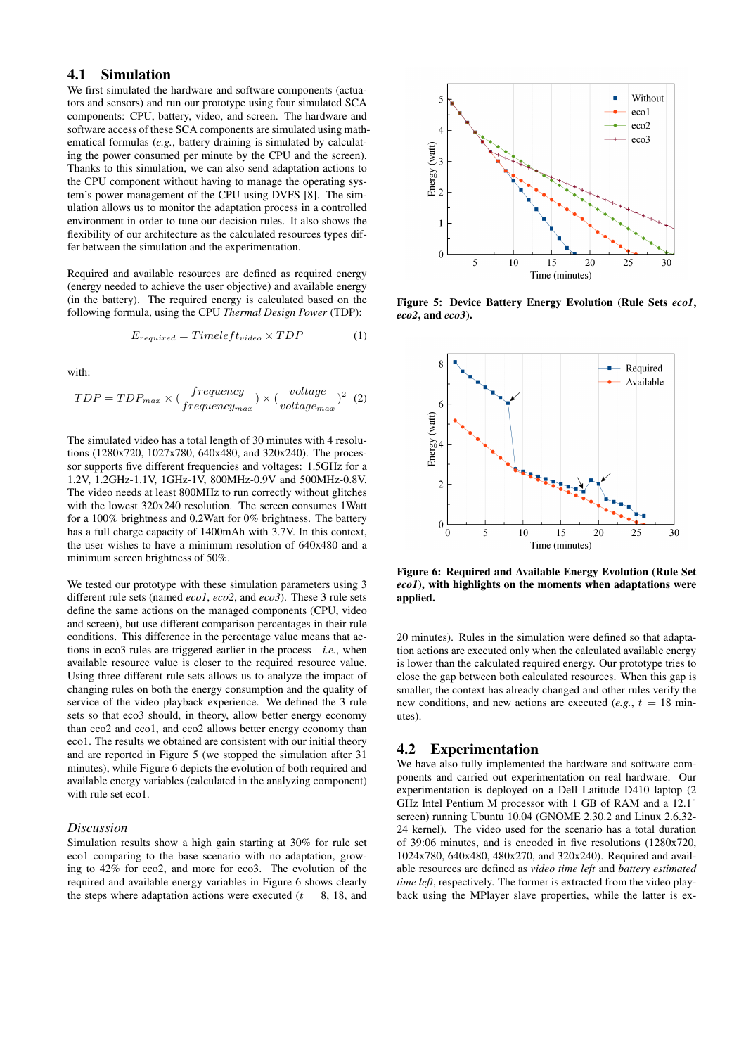## 4.1 Simulation

We first simulated the hardware and software components (actuators and sensors) and run our prototype using four simulated SCA components: CPU, battery, video, and screen. The hardware and software access of these SCA components are simulated using mathematical formulas (*e.g.*, battery draining is simulated by calculating the power consumed per minute by the CPU and the screen). Thanks to this simulation, we can also send adaptation actions to the CPU component without having to manage the operating system's power management of the CPU using DVFS [8]. The simulation allows us to monitor the adaptation process in a controlled environment in order to tune our decision rules. It also shows the flexibility of our architecture as the calculated resources types differ between the simulation and the experimentation.

Required and available resources are defined as required energy (energy needed to achieve the user objective) and available energy (in the battery). The required energy is calculated based on the following formula, using the CPU *Thermal Design Power* (TDP):

$$E_{required} = Timeleft_{video} \times TDP \quad (1)$$

with:

$$TDP = TDP_{max} \times \left(\frac{frequency}{frequency_{max}}\right) \times \left(\frac{voltage}{voltage_{max}}\right)^2 \quad (2)$$

The simulated video has a total length of 30 minutes with 4 resolutions (1280x720, 1027x780, 640x480, and 320x240). The processor supports five different frequencies and voltages: 1.5GHz for a 1.2V, 1.2GHz-1.1V, 1GHz-1V, 800MHz-0.9V and 500MHz-0.8V. The video needs at least 800MHz to run correctly without glitches with the lowest 320x240 resolution. The screen consumes 1Watt for a 100% brightness and 0.2Watt for 0% brightness. The battery has a full charge capacity of 1400mAh with 3.7V. In this context, the user wishes to have a minimum resolution of 640x480 and a minimum screen brightness of 50%.

We tested our prototype with these simulation parameters using 3 different rule sets (named *eco1*, *eco2*, and *eco3*). These 3 rule sets define the same actions on the managed components (CPU, video and screen), but use different comparison percentages in their rule conditions. This difference in the percentage value means that actions in eco3 rules are triggered earlier in the process—*i.e.*, when available resource value is closer to the required resource value. Using three different rule sets allows us to analyze the impact of changing rules on both the energy consumption and the quality of service of the video playback experience. We defined the 3 rule sets so that eco3 should, in theory, allow better energy economy than eco2 and eco1, and eco2 allows better energy economy than eco1. The results we obtained are consistent with our initial theory and are reported in Figure 5 (we stopped the simulation after 31 minutes), while Figure 6 depicts the evolution of both required and available energy variables (calculated in the analyzing component) with rule set eco1.

### *Discussion*

Simulation results show a high gain starting at 30% for rule set eco1 comparing to the base scenario with no adaptation, growing to 42% for eco2, and more for eco3. The evolution of the required and available energy variables in Figure 6 shows clearly the steps where adaptation actions were executed ($t$ = 8, 18, and 20 minutes). Rules in the simulation were defined so that adaptation actions are executed only when the calculated available energy is lower than the calculated required energy. Our prototype tries to close the gap between both calculated resources. When this gap is smaller, the context has already changed and other rules verify the new conditions, and new actions are executed (*e.g.*, $t$ = 18 minutes).

**Figure 5: Device Battery Energy Evolution (Rule Sets *eco1*, *eco2*, and *eco3*).**

**Figure 6: Required and Available Energy Evolution (Rule Set *eco1*), with highlights on the moments when adaptations were applied.**

## 4.2 Experimentation

We have also fully implemented the hardware and software components and carried out experimentation on real hardware. Our experimentation is deployed on a Dell Latitude D410 laptop (2 GHz Intel Pentium M processor with 1 GB of RAM and a 12.1" screen) running Ubuntu 10.04 (GNOME 2.30.2 and Linux 2.6.32-24 kernel). The video used for the scenario has a total duration of 39:06 minutes, and is encoded in five resolutions (1280x720, 1024x780, 640x480, 480x270, and 320x240). Required and available resources are defined as *video time left* and *battery estimated time left*, respectively. The former is extracted from the video playback using the MPlayer slave properties, while the latter is ex-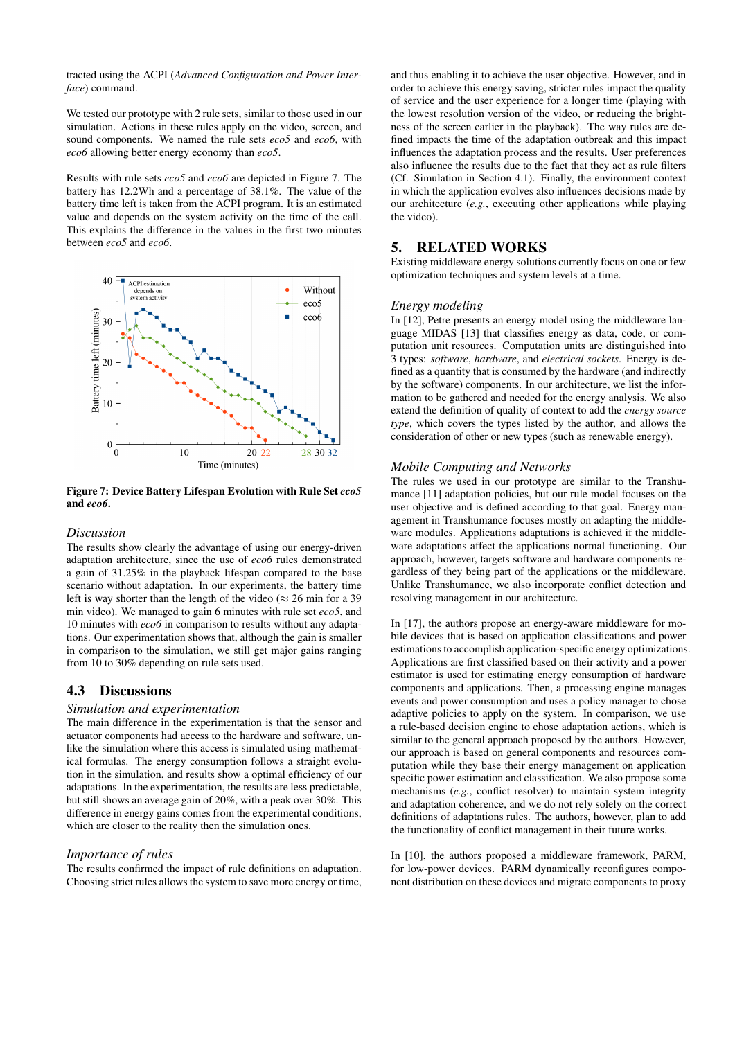tracted using the ACPI (*Advanced Configuration and Power Interface*) command.

We tested our prototype with 2 rule sets, similar to those used in our simulation. Actions in these rules apply on the video, screen, and sound components. We named the rule sets *eco5* and *eco6*, with *eco6* allowing better energy economy than *eco5*.

Results with rule sets *eco5* and *eco6* are depicted in Figure 7. The battery has 12.2Wh and a percentage of 38.1%. The value of the battery time left is taken from the ACPI program. It is an estimated value and depends on the system activity on the time of the call. This explains the difference in the values in the first two minutes between *eco5* and *eco6*.

**Figure 7: Device Battery Lifespan Evolution with Rule Set *eco5* and *eco6*.**

### *Discussion*

The results show clearly the advantage of using our energy-driven adaptation architecture, since the use of *eco6* rules demonstrated a gain of 31.25% in the playback lifespan compared to the base scenario without adaptation. In our experiments, the battery time left is way shorter than the length of the video ($\approx$ 26 min for a 39 min video). We managed to gain 6 minutes with rule set *eco5*, and 10 minutes with *eco6* in comparison to results without any adaptations. Our experimentation shows that, although the gain is smaller in comparison to the simulation, we still get major gains ranging from 10 to 30% depending on rule sets used.

## 4.3 Discussions

### *Simulation and experimentation*

The main difference in the experimentation is that the sensor and actuator components had access to the hardware and software, unlike the simulation where this access is simulated using mathematical formulas. The energy consumption follows a straight evolution in the simulation, and results show a optimal efficiency of our adaptations. In the experimentation, the results are less predictable, but still shows an average gain of 20%, with a peak over 30%. This difference in energy gains comes from the experimental conditions, which are closer to the reality then the simulation ones.

### *Importance of rules*

The results confirmed the impact of rule definitions on adaptation. Choosing strict rules allows the system to save more energy or time, and thus enabling it to achieve the user objective. However, and in order to achieve this energy saving, stricter rules impact the quality of service and the user experience for a longer time (playing with the lowest resolution version of the video, or reducing the brightness of the screen earlier in the playback). The way rules are defined impacts the time of the adaptation outbreak and this impact influences the adaptation process and the results. User preferences also influence the results due to the fact that they act as rule filters (Cf. Simulation in Section 4.1). Finally, the environment context in which the application evolves also influences decisions made by our architecture (*e.g.*, executing other applications while playing the video).

# 5. RELATED WORKS

Existing middleware energy solutions currently focus on one or few optimization techniques and system levels at a time.

### *Energy modeling*

In [12], Petre presents an energy model using the middleware language MIDAS [13] that classifies energy as data, code, or computation unit resources. Computation units are distinguished into 3 types: *software*, *hardware*, and *electrical sockets*. Energy is defined as a quantity that is consumed by the hardware (and indirectly by the software) components. In our architecture, we list the information to be gathered and needed for the energy analysis. We also extend the definition of quality of context to add the *energy source type*, which covers the types listed by the author, and allows the consideration of other or new types (such as renewable energy).

### *Mobile Computing and Networks*

The rules we used in our prototype are similar to the Transhumance [11] adaptation policies, but our rule model focuses on the user objective and is defined according to that goal. Energy management in Transhumance focuses mostly on adapting the middleware modules. Applications adaptations is achieved if the middleware adaptations affect the applications normal functioning. Our approach, however, targets software and hardware components regardless of they being part of the applications or the middleware. Unlike Transhumance, we also incorporate conflict detection and resolving management in our architecture.

In [17], the authors propose an energy-aware middleware for mobile devices that is based on application classifications and power estimations to accomplish application-specific energy optimizations. Applications are first classified based on their activity and a power estimator is used for estimating energy consumption of hardware components and applications. Then, a processing engine manages events and power consumption and uses a policy manager to chose adaptive policies to apply on the system. In comparison, we use a rule-based decision engine to chose adaptation actions, which is similar to the general approach proposed by the authors. However, our approach is based on general components and resources computation while they base their energy management on application specific power estimation and classification. We also propose some mechanisms (*e.g.*, conflict resolver) to maintain system integrity and adaptation coherence, and we do not rely solely on the correct definitions of adaptations rules. The authors, however, plan to add the functionality of conflict management in their future works.

In [10], the authors proposed a middleware framework, PARM, for low-power devices. PARM dynamically reconfigures component distribution on these devices and migrate components to proxy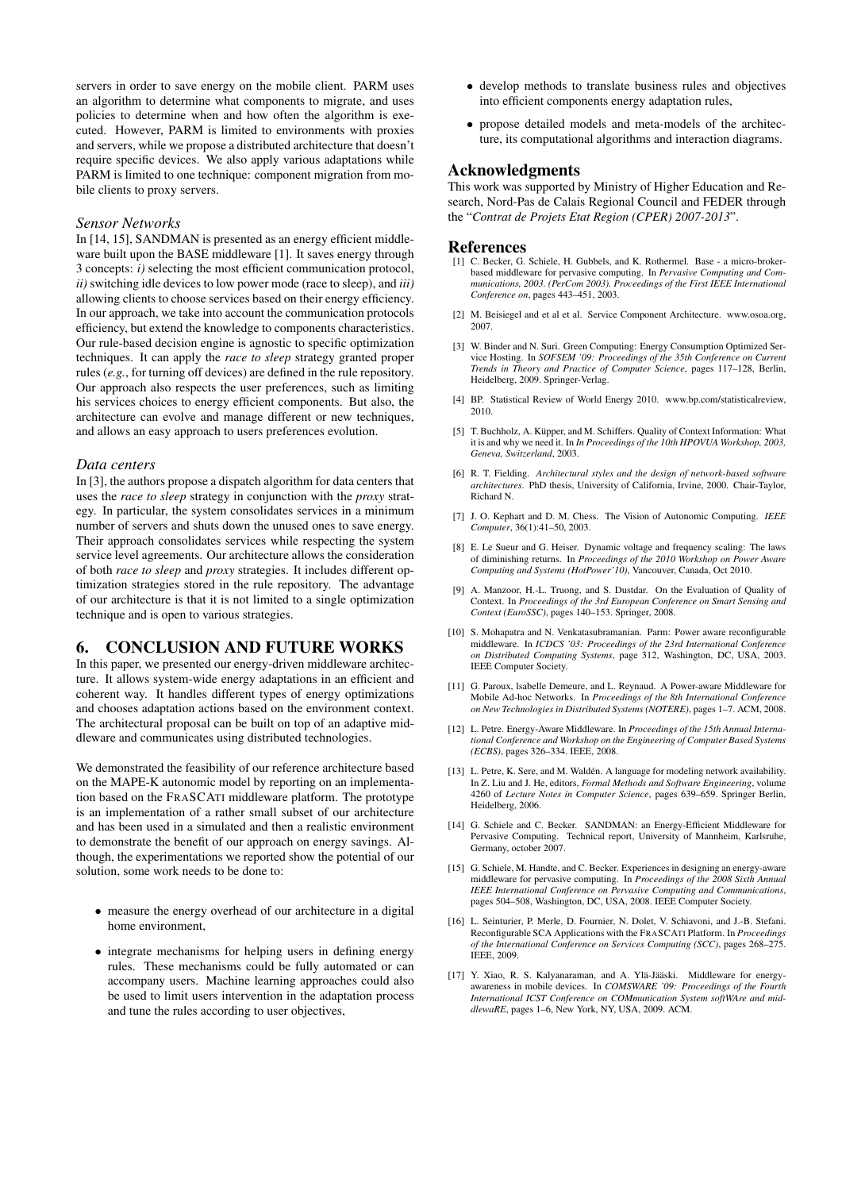servers in order to save energy on the mobile client. PARM uses an algorithm to determine what components to migrate, and uses policies to determine when and how often the algorithm is executed. However, PARM is limited to environments with proxies and servers, while we propose a distributed architecture that doesn't require specific devices. We also apply various adaptations while PARM is limited to one technique: component migration from mobile clients to proxy servers.

### *Sensor Networks*

In [14, 15], SANDMAN is presented as an energy efficient middleware built upon the BASE middleware [1]. It saves energy through 3 concepts: *i)* selecting the most efficient communication protocol, *ii)* switching idle devices to low power mode (race to sleep), and *iii)* allowing clients to choose services based on their energy efficiency. In our approach, we take into account the communication protocols efficiency, but extend the knowledge to components characteristics. Our rule-based decision engine is agnostic to specific optimization techniques. It can apply the *race to sleep* strategy granted proper rules (*e.g.*, for turning off devices) are defined in the rule repository. Our approach also respects the user preferences, such as limiting his services choices to energy efficient components. But also, the architecture can evolve and manage different or new techniques, and allows an easy approach to users preferences evolution.

### *Data centers*

In [3], the authors propose a dispatch algorithm for data centers that uses the *race to sleep* strategy in conjunction with the *proxy* strategy. In particular, the system consolidates services in a minimum number of servers and shuts down the unused ones to save energy. Their approach consolidates services while respecting the system service level agreements. Our architecture allows the consideration of both *race to sleep* and *proxy* strategies. It includes different optimization strategies stored in the rule repository. The advantage of our architecture is that it is not limited to a single optimization technique and is open to various strategies.

## 6. CONCLUSION AND FUTURE WORKS

In this paper, we presented our energy-driven middleware architecture. It allows system-wide energy adaptations in an efficient and coherent way. It handles different types of energy optimizations and chooses adaptation actions based on the environment context. The architectural proposal can be built on top of an adaptive middleware and communicates using distributed technologies.

We demonstrated the feasibility of our reference architecture based on the MAPE-K autonomic model by reporting on an implementation based on the FRASCATI middleware platform. The prototype is an implementation of a rather small subset of our architecture and has been used in a simulated and then a realistic environment to demonstrate the benefit of our approach on energy savings. Although, the experimentations we reported show the potential of our solution, some work needs to be done to:

- measure the energy overhead of our architecture in a digital home environment,
- integrate mechanisms for helping users in defining energy rules. These mechanisms could be fully automated or can accompany users. Machine learning approaches could also be used to limit users intervention in the adaptation process and tune the rules according to user objectives,
- develop methods to translate business rules and objectives into efficient components energy adaptation rules,
- propose detailed models and meta-models of the architecture, its computational algorithms and interaction diagrams.

## Acknowledgments

This work was supported by Ministry of Higher Education and Research, Nord-Pas de Calais Regional Council and FEDER through the "*Contrat de Projets Etat Region (CPER) 2007-2013*".

## References

[1] C. Becker, G. Schiele, H. Gubbels, and K. Rothermel. Base - a micro-broker-based middleware for pervasive computing. In *Pervasive Computing and Communications, 2003. (PerCom 2003). Proceedings of the First IEEE International Conference on*, pages 443–451, 2003.

[2] M. Beisiegel and et al et al. Service Component Architecture. www.osoa.org, 2007.

[3] W. Binder and N. Suri. Green Computing: Energy Consumption Optimized Service Hosting. In *SOFSEM '09: Proceedings of the 35th Conference on Current Trends in Theory and Practice of Computer Science*, pages 117–128, Berlin, Heidelberg, 2009. Springer-Verlag.

[4] BP. Statistical Review of World Energy 2010. www.bp.com/statisticalreview, 2010.

[5] T. Buchholz, A. Küpper, and M. Schiffers. Quality of Context Information: What it is and why we need it. In *In Proceedings of the 10th HPOVUA Workshop, 2003, Geneva, Switzerland*, 2003.

[6] R. T. Fielding. *Architectural styles and the design of network-based software architectures*. PhD thesis, University of California, Irvine, 2000. Chair-Taylor, Richard N.

[7] J. O. Kephart and D. M. Chess. The Vision of Autonomic Computing. *IEEE Computer*, 36(1):41–50, 2003.

[8] E. Le Sueur and G. Heiser. Dynamic voltage and frequency scaling: The laws of diminishing returns. In *Proceedings of the 2010 Workshop on Power Aware Computing and Systems (HotPower'10)*, Vancouver, Canada, Oct 2010.

[9] A. Manzoor, H.-L. Truong, and S. Dustdar. On the Evaluation of Quality of Context. In *Proceedings of the 3rd European Conference on Smart Sensing and Context (EuroSSC)*, pages 140–153. Springer, 2008.

[10] S. Mohapatra and N. Venkatasubramanian. Parm: Power aware reconfigurable middleware. In *ICDCS '03: Proceedings of the 23rd International Conference on Distributed Computing Systems*, page 312, Washington, DC, USA, 2003. IEEE Computer Society.

[11] G. Paroux, lsabelle Demeure, and L. Reynaud. A Power-aware Middleware for Mobile Ad-hoc Networks. In *Proceedings of the 8th International Conference on New Technologies in Distributed Systems (NOTERE)*, pages 1–7. ACM, 2008.

[12] L. Petre. Energy-Aware Middleware. In *Proceedings of the 15th Annual International Conference and Workshop on the Engineering of Computer Based Systems (ECBS)*, pages 326–334. IEEE, 2008.

[13] L. Petre, K. Sere, and M. Waldén. A language for modeling network availability. In Z. Liu and J. He, editors, *Formal Methods and Software Engineering*, volume 4260 of *Lecture Notes in Computer Science*, pages 639–659. Springer Berlin, Heidelberg, 2006.

[14] G. Schiele and C. Becker. SANDMAN: an Energy-Efficient Middleware for Pervasive Computing. Technical report, University of Mannheim, Karlsruhe, Germany, october 2007.

[15] G. Schiele, M. Handte, and C. Becker. Experiences in designing an energy-aware middleware for pervasive computing. In *Proceedings of the 2008 Sixth Annual IEEE International Conference on Pervasive Computing and Communications*, pages 504–508, Washington, DC, USA, 2008. IEEE Computer Society.

[16] L. Seinturier, P. Merle, D. Fournier, N. Dolet, V. Schiavoni, and J.-B. Stefani. Reconfigurable SCA Applications with the FRASCATI Platform. In *Proceedings of the International Conference on Services Computing (SCC)*, pages 268–275. IEEE, 2009.

[17] Y. Xiao, R. S. Kalyanaraman, and A. Ylä-Jääski. Middleware for energy-awareness in mobile devices. In *COMSWARE '09: Proceedings of the Fourth International ICST Conference on COMmunication System softWAre and middlewaRE*, pages 1–6, New York, NY, USA, 2009. ACM.